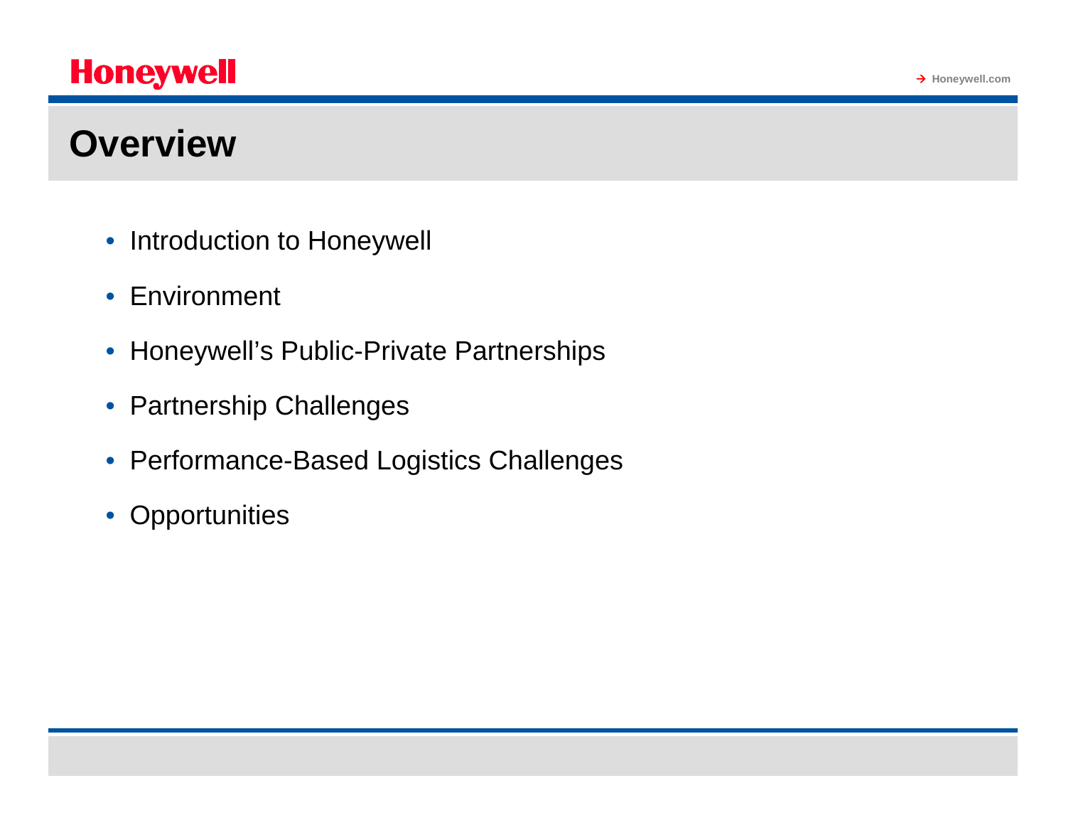# Overview

- Introduction to Honeywell
- Environment
- Honeywell's Public-Private Partnerships
- Partnership Challenges
- Performance-Based Logistics Challenges
- Opportunities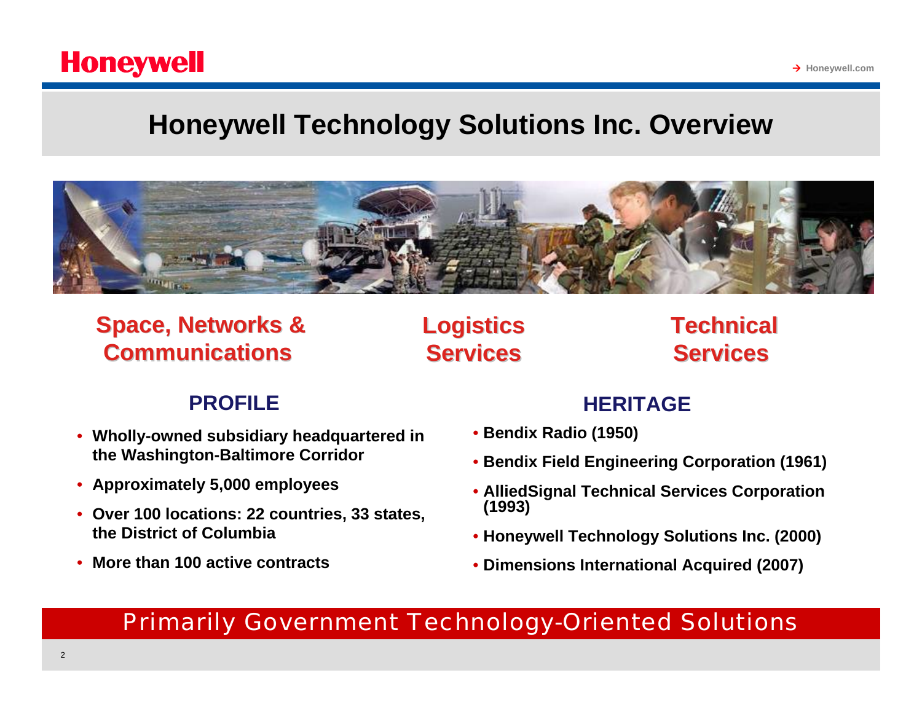# Honeywell Technology Solutions Inc. Overview

**Space, Networks & Communications** | **Logistics Services** | **Technical Services**

## PROFILE

- **Wholly-owned subsidiary headquartered in the Washington-Baltimore Corridor**
- **Approximately 5,000 employees**
- **Over 100 locations: 22 countries, 33 states, the District of Columbia**
- **More than 100 active contracts**

## HERITAGE

- **Bendix Radio (1950)**
- **Bendix Field Engineering Corporation (1961)**
- **AlliedSignal Technical Services Corporation (1993)**
- **Honeywell Technology Solutions Inc. (2000)**
- **Dimensions International Acquired (2007)**

Primarily Government Technology-Oriented Solutions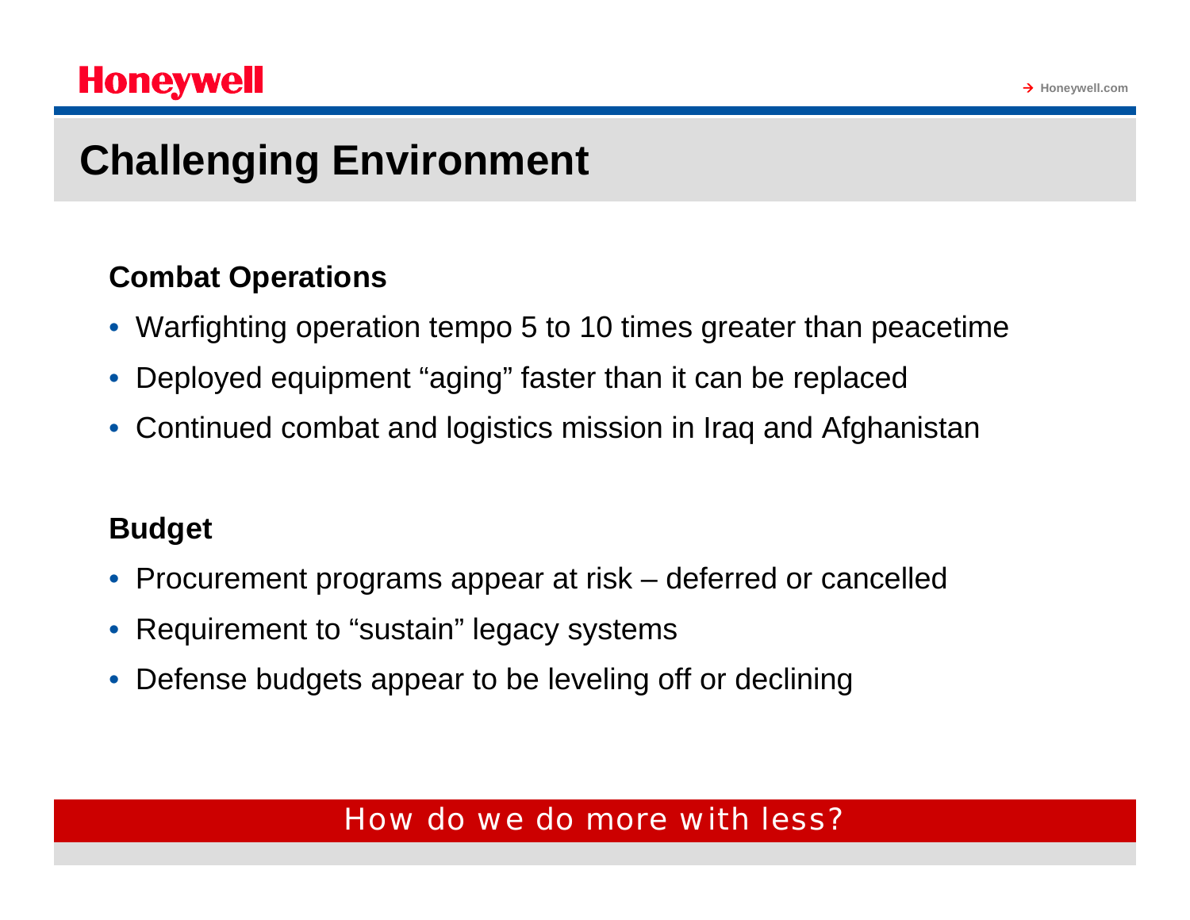# Challenging Environment

## Combat Operations

- Warfighting operation tempo 5 to 10 times greater than peacetime
- Deployed equipment “aging” faster than it can be replaced
- Continued combat and logistics mission in Iraq and Afghanistan

## Budget

- Procurement programs appear at risk – deferred or cancelled
- Requirement to “sustain” legacy systems
- Defense budgets appear to be leveling off or declining

**How do we do more with less?**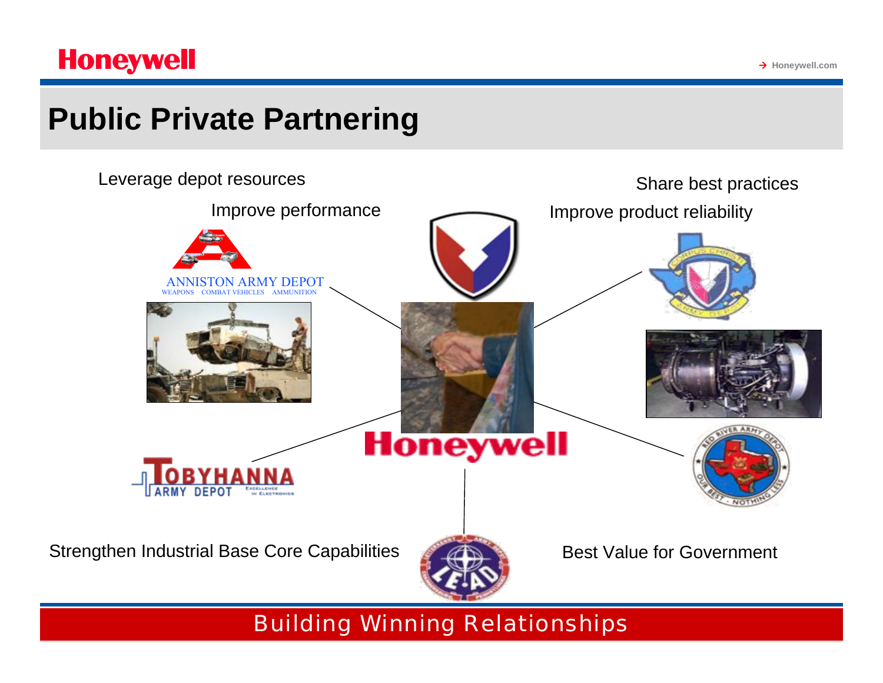# Public Private Partnering

Leverage depot resources

Improve performance

Share best practices

Improve product reliability

ANNISTON ARMY DEPOT
WEAPONS COMBAT VEHICLES AMMUNITION

TOBYHANNA ARMY DEPOT EXCELLENCE IN ELECTRONICS

Honeywell

Strengthen Industrial Base Core Capabilities

Best Value for Government

Building Winning Relationships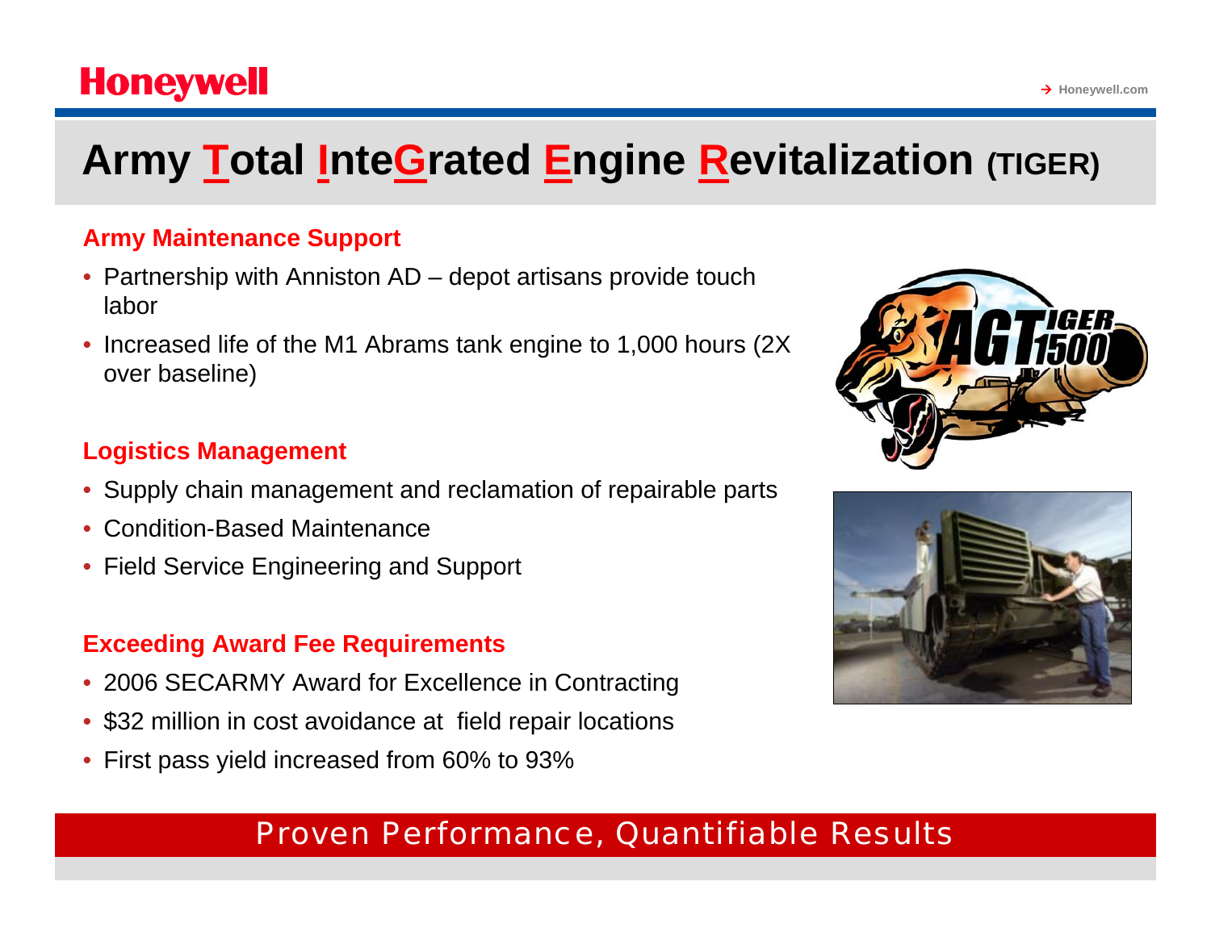# Army Total InteGrated Engine Revitalization (TIGER)

### Army Maintenance Support

- Partnership with Anniston AD – depot artisans provide touch labor
- Increased life of the M1 Abrams tank engine to 1,000 hours (2X over baseline)

### Logistics Management

- Supply chain management and reclamation of repairable parts
- Condition-Based Maintenance
- Field Service Engineering and Support

### Exceeding Award Fee Requirements

- 2006 SECARMY Award for Excellence in Contracting
- $32 million in cost avoidance at field repair locations
- First pass yield increased from 60% to 93%

**Proven Performance, Quantifiable Results**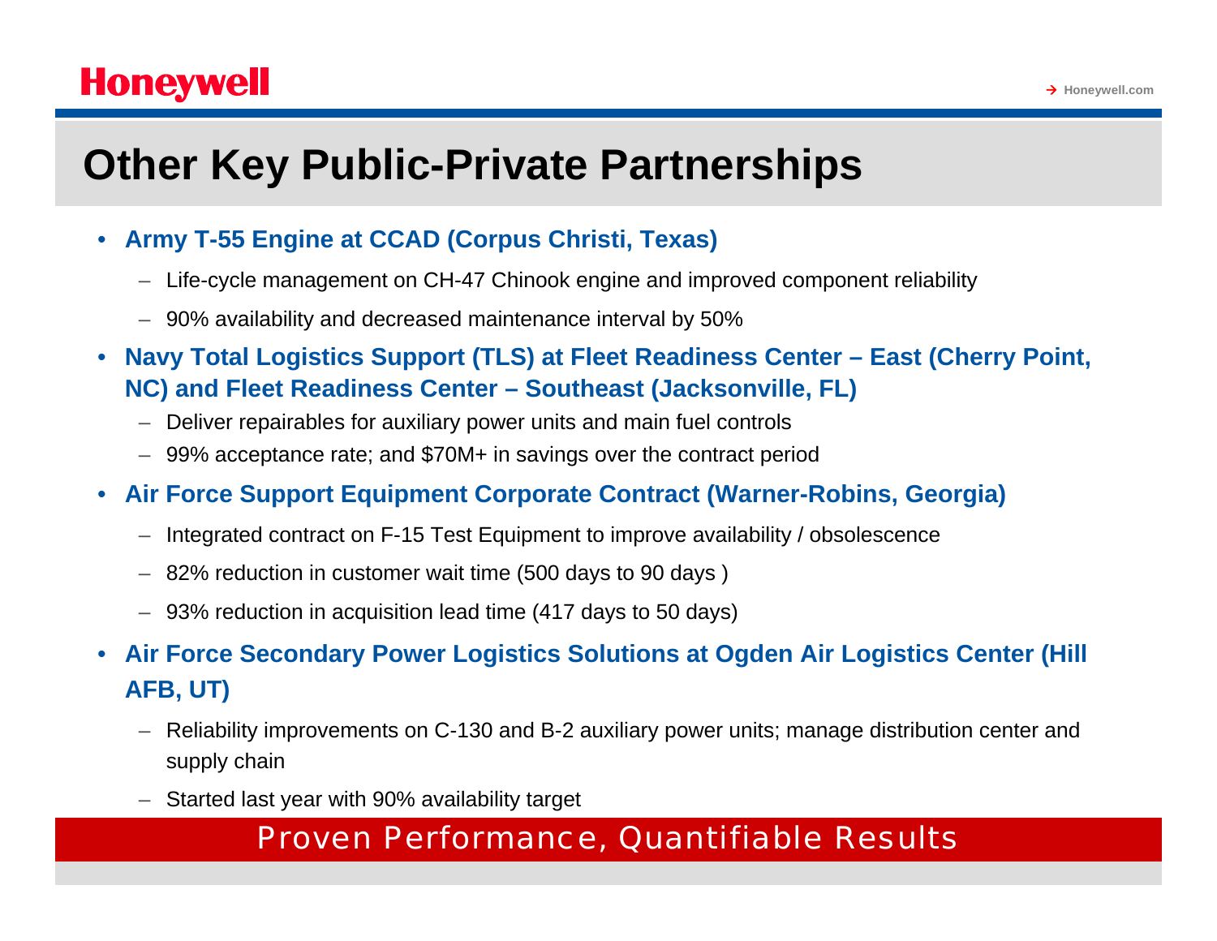# Other Key Public-Private Partnerships

- **Army T-55 Engine at CCAD (Corpus Christi, Texas)**
  - Life-cycle management on CH-47 Chinook engine and improved component reliability
  - 90% availability and decreased maintenance interval by 50%
- **Navy Total Logistics Support (TLS) at Fleet Readiness Center – East (Cherry Point, NC) and Fleet Readiness Center – Southeast (Jacksonville, FL)**
  - Deliver repairables for auxiliary power units and main fuel controls
  - 99% acceptance rate; and $70M+ in savings over the contract period
- **Air Force Support Equipment Corporate Contract (Warner-Robins, Georgia)**
  - Integrated contract on F-15 Test Equipment to improve availability / obsolescence
  - 82% reduction in customer wait time (500 days to 90 days )
  - 93% reduction in acquisition lead time (417 days to 50 days)
- **Air Force Secondary Power Logistics Solutions at Ogden Air Logistics Center (Hill AFB, UT)**
  - Reliability improvements on C-130 and B-2 auxiliary power units; manage distribution center and supply chain
  - Started last year with 90% availability target

Proven Performance, Quantifiable Results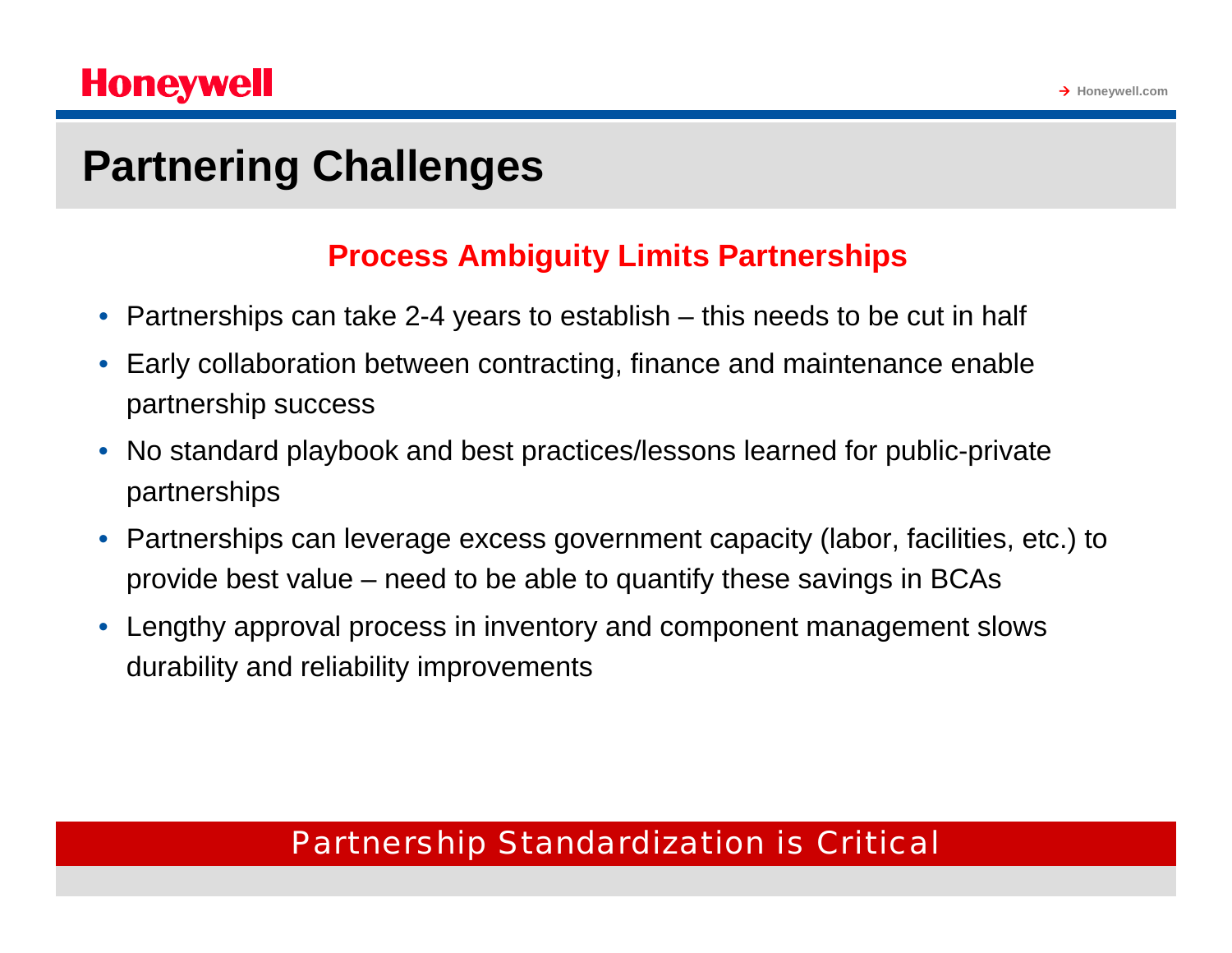# Partnering Challenges

## Process Ambiguity Limits Partnerships

- Partnerships can take 2-4 years to establish – this needs to be cut in half
- Early collaboration between contracting, finance and maintenance enable partnership success
- No standard playbook and best practices/lessons learned for public-private partnerships
- Partnerships can leverage excess government capacity (labor, facilities, etc.) to provide best value – need to be able to quantify these savings in BCAs
- Lengthy approval process in inventory and component management slows durability and reliability improvements

**Partnership Standardization is Critical**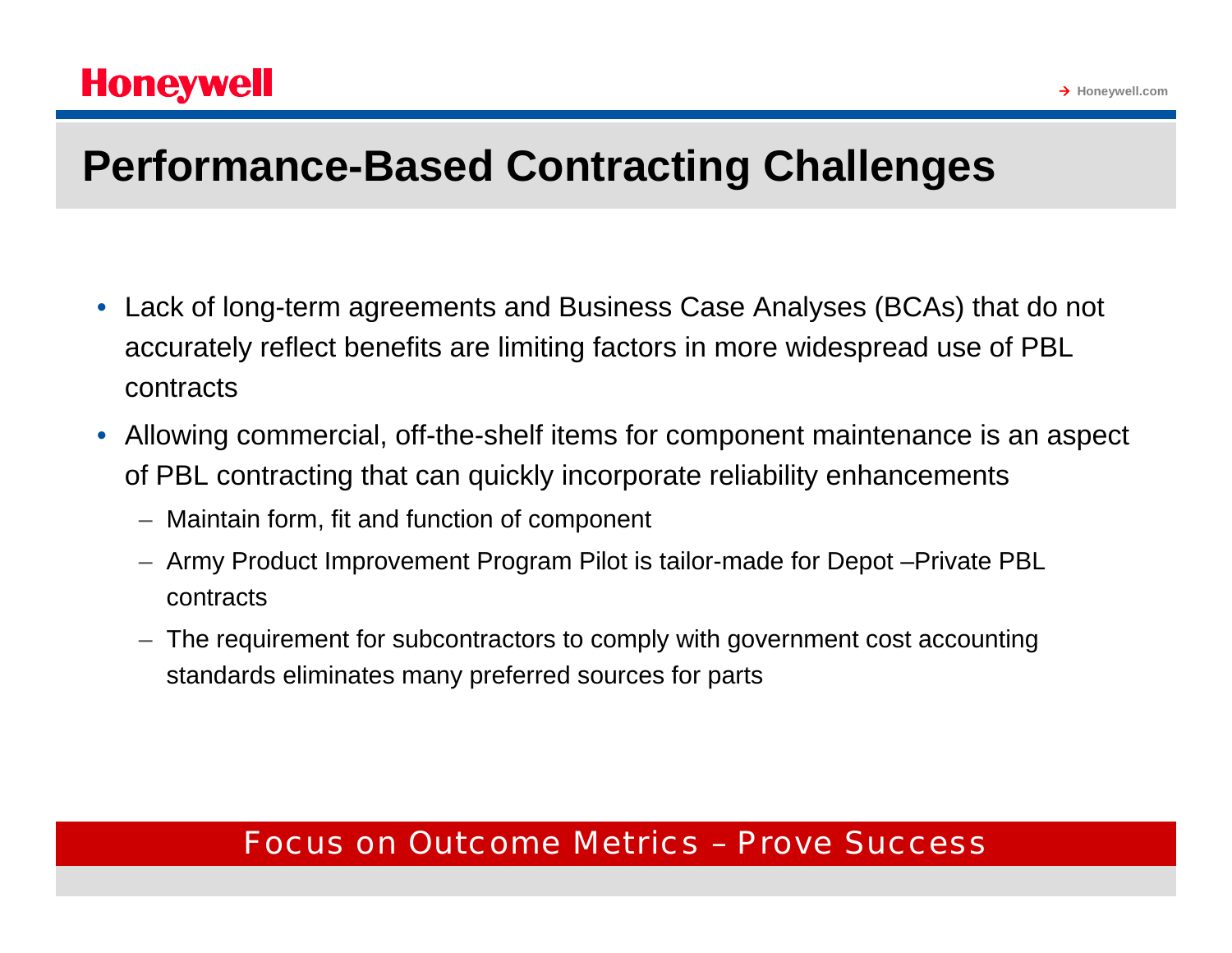# Performance-Based Contracting Challenges

- Lack of long-term agreements and Business Case Analyses (BCAs) that do not accurately reflect benefits are limiting factors in more widespread use of PBL contracts
- Allowing commercial, off-the-shelf items for component maintenance is an aspect of PBL contracting that can quickly incorporate reliability enhancements
  - Maintain form, fit and function of component
  - Army Product Improvement Program Pilot is tailor-made for Depot –Private PBL contracts
  - The requirement for subcontractors to comply with government cost accounting standards eliminates many preferred sources for parts

Focus on Outcome Metrics – Prove Success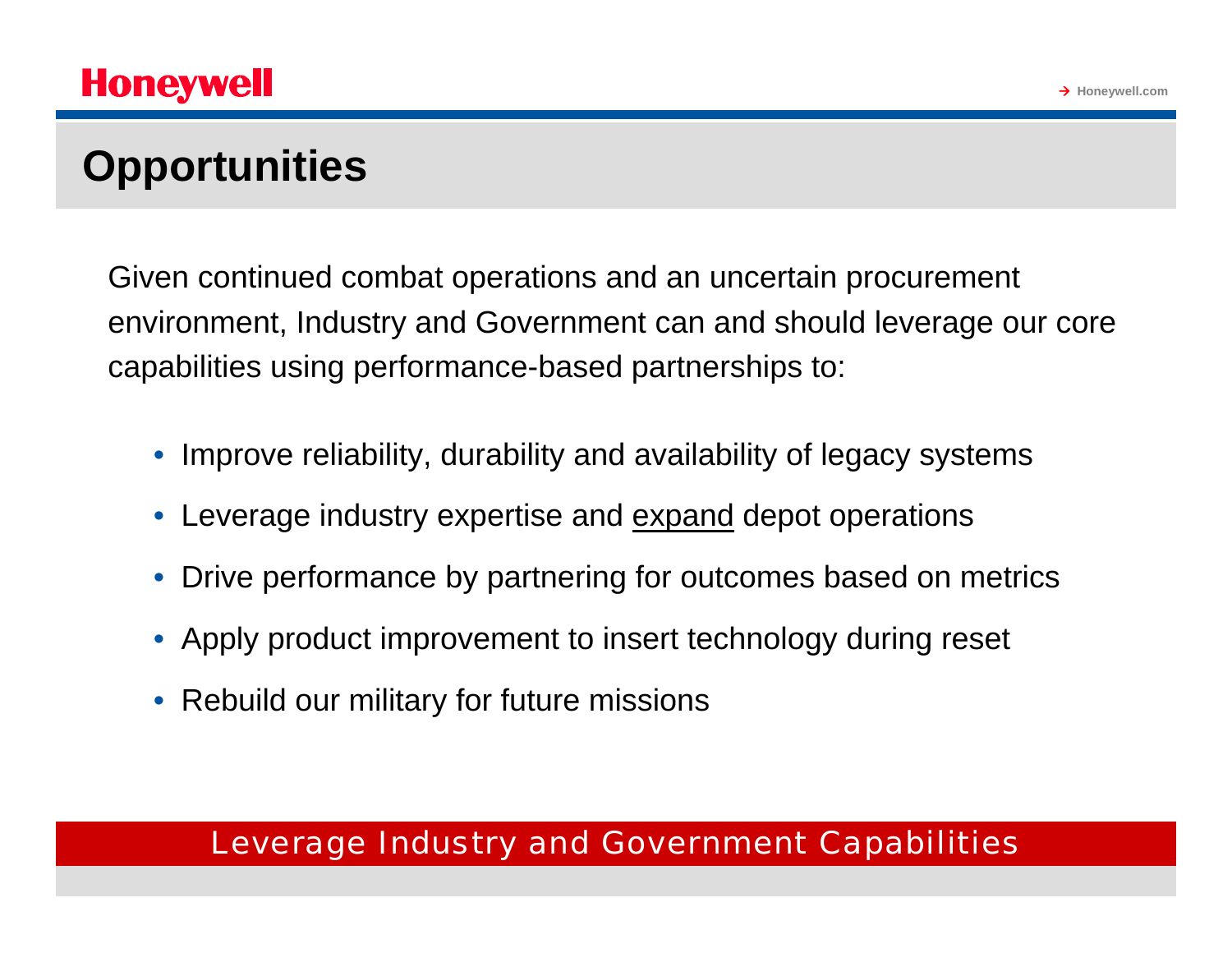# Opportunities

Given continued combat operations and an uncertain procurement environment, Industry and Government can and should leverage our core capabilities using performance-based partnerships to:

- Improve reliability, durability and availability of legacy systems
- Leverage industry expertise and <u>expand</u> depot operations
- Drive performance by partnering for outcomes based on metrics
- Apply product improvement to insert technology during reset
- Rebuild our military for future missions

**Leverage Industry and Government Capabilities**